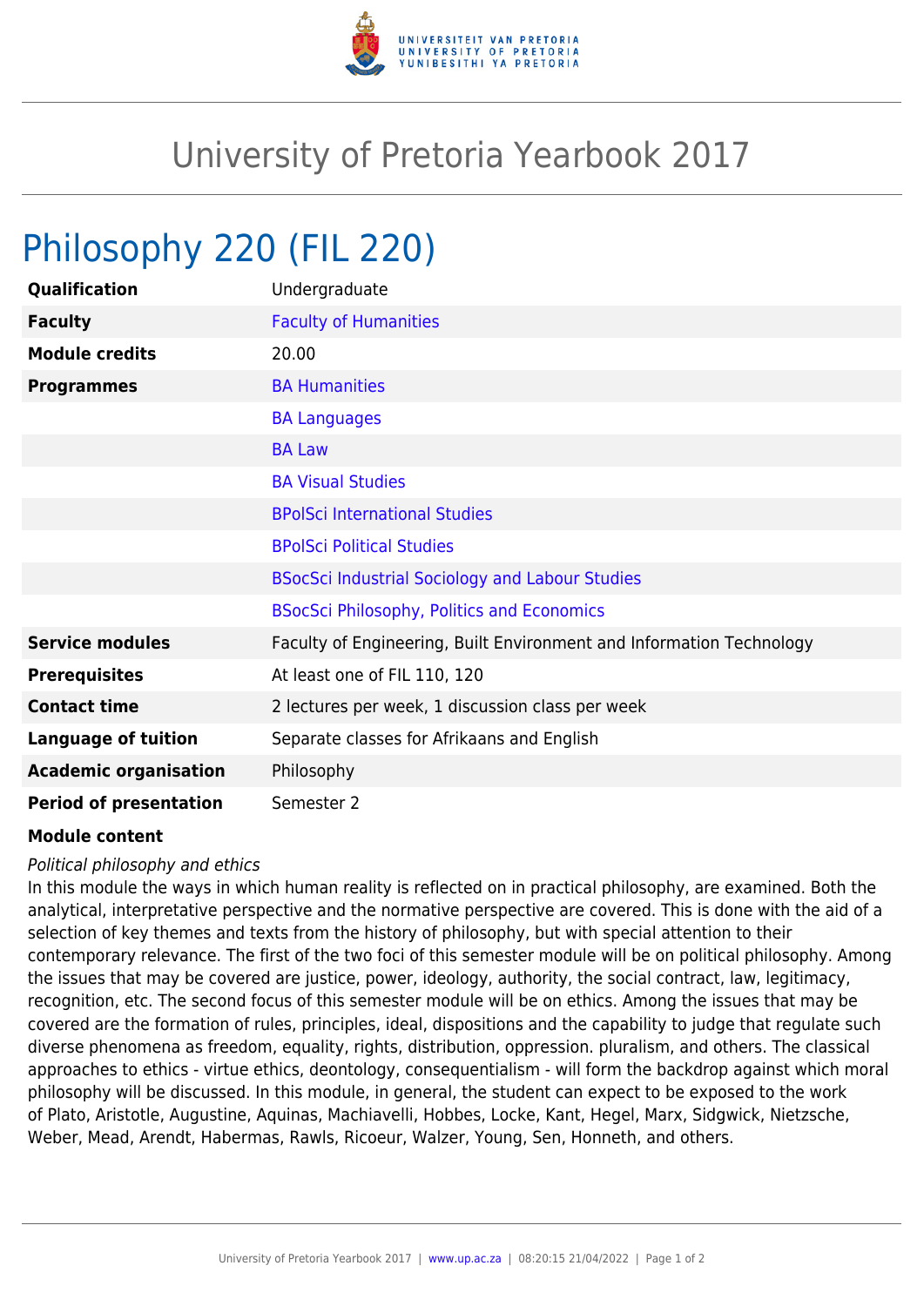# University of Pretoria Yearbook 2017

## Philosophy 220 (FIL 220)

| | |
|---|---|
| **Qualification** | Undergraduate |
| **Faculty** | Faculty of Humanities |
| **Module credits** | 20.00 |
| **Programmes** | BA Humanities |
| | BA Languages |
| | BA Law |
| | BA Visual Studies |
| | BPolSci International Studies |
| | BPolSci Political Studies |
| | BSocSci Industrial Sociology and Labour Studies |
| | BSocSci Philosophy, Politics and Economics |
| **Service modules** | Faculty of Engineering, Built Environment and Information Technology |
| **Prerequisites** | At least one of FIL 110, 120 |
| **Contact time** | 2 lectures per week, 1 discussion class per week |
| **Language of tuition** | Separate classes for Afrikaans and English |
| **Academic organisation** | Philosophy |
| **Period of presentation** | Semester 2 |

**Module content**

*Political philosophy and ethics*

In this module the ways in which human reality is reflected on in practical philosophy, are examined. Both the analytical, interpretative perspective and the normative perspective are covered. This is done with the aid of a selection of key themes and texts from the history of philosophy, but with special attention to their contemporary relevance. The first of the two foci of this semester module will be on political philosophy. Among the issues that may be covered are justice, power, ideology, authority, the social contract, law, legitimacy, recognition, etc. The second focus of this semester module will be on ethics. Among the issues that may be covered are the formation of rules, principles, ideal, dispositions and the capability to judge that regulate such diverse phenomena as freedom, equality, rights, distribution, oppression. pluralism, and others. The classical approaches to ethics - virtue ethics, deontology, consequentialism - will form the backdrop against which moral philosophy will be discussed. In this module, in general, the student can expect to be exposed to the work of Plato, Aristotle, Augustine, Aquinas, Machiavelli, Hobbes, Locke, Kant, Hegel, Marx, Sidgwick, Nietzsche, Weber, Mead, Arendt, Habermas, Rawls, Ricoeur, Walzer, Young, Sen, Honneth, and others.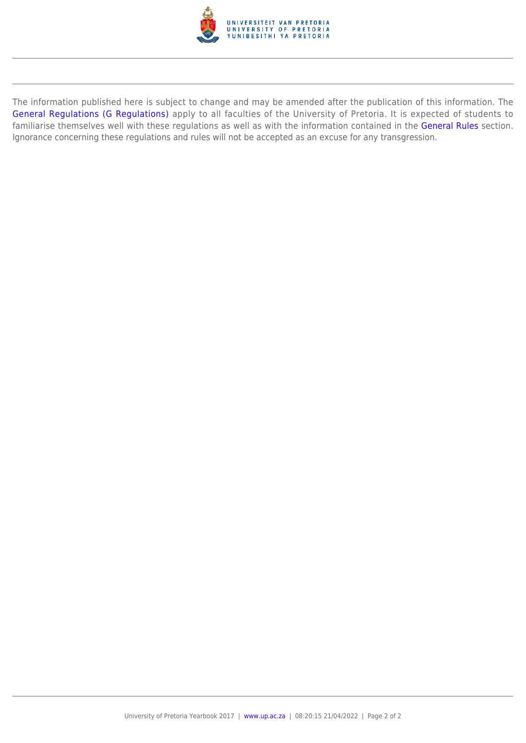The information published here is subject to change and may be amended after the publication of this information. The General Regulations (G Regulations) apply to all faculties of the University of Pretoria. It is expected of students to familiarise themselves well with these regulations as well as with the information contained in the General Rules section. Ignorance concerning these regulations and rules will not be accepted as an excuse for any transgression.